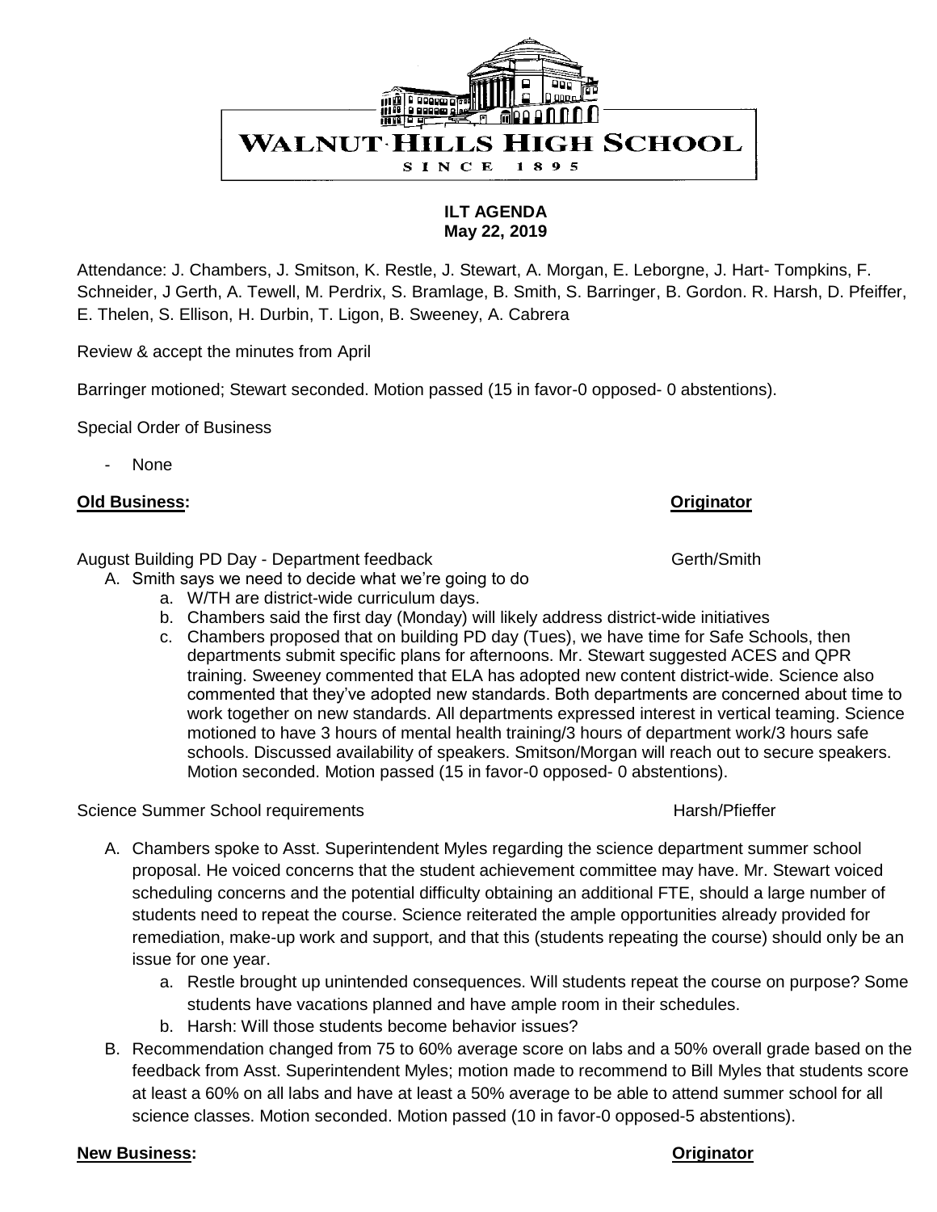# WALNUT HILLS HIGH SCHOOL

SINCE 1895

**ILT AGENDA**
**May 22, 2019**

Attendance: J. Chambers, J. Smitson, K. Restle, J. Stewart, A. Morgan, E. Leborgne, J. Hart- Tompkins, F. Schneider, J Gerth, A. Tewell, M. Perdrix, S. Bramlage, B. Smith, S. Barringer, B. Gordon. R. Harsh, D. Pfeiffer, E. Thelen, S. Ellison, H. Durbin, T. Ligon, B. Sweeney, A. Cabrera

Review & accept the minutes from April

Barringer motioned; Stewart seconded. Motion passed (15 in favor-0 opposed- 0 abstentions).

Special Order of Business

- None

**Old Business:** **Originator**

August Building PD Day - Department feedback Gerth/Smith

A. Smith says we need to decide what we're going to do
   a. W/TH are district-wide curriculum days.
   b. Chambers said the first day (Monday) will likely address district-wide initiatives
   c. Chambers proposed that on building PD day (Tues), we have time for Safe Schools, then departments submit specific plans for afternoons. Mr. Stewart suggested ACES and QPR training. Sweeney commented that ELA has adopted new content district-wide. Science also commented that they've adopted new standards. Both departments are concerned about time to work together on new standards. All departments expressed interest in vertical teaming. Science motioned to have 3 hours of mental health training/3 hours of department work/3 hours safe schools. Discussed availability of speakers. Smitson/Morgan will reach out to secure speakers. Motion seconded. Motion passed (15 in favor-0 opposed- 0 abstentions).

Science Summer School requirements Harsh/Pfieffer

A. Chambers spoke to Asst. Superintendent Myles regarding the science department summer school proposal. He voiced concerns that the student achievement committee may have. Mr. Stewart voiced scheduling concerns and the potential difficulty obtaining an additional FTE, should a large number of students need to repeat the course. Science reiterated the ample opportunities already provided for remediation, make-up work and support, and that this (students repeating the course) should only be an issue for one year.
   a. Restle brought up unintended consequences. Will students repeat the course on purpose? Some students have vacations planned and have ample room in their schedules.
   b. Harsh: Will those students become behavior issues?
B. Recommendation changed from 75 to 60% average score on labs and a 50% overall grade based on the feedback from Asst. Superintendent Myles; motion made to recommend to Bill Myles that students score at least a 60% on all labs and have at least a 50% average to be able to attend summer school for all science classes. Motion seconded. Motion passed (10 in favor-0 opposed-5 abstentions).

**New Business:** **Originator**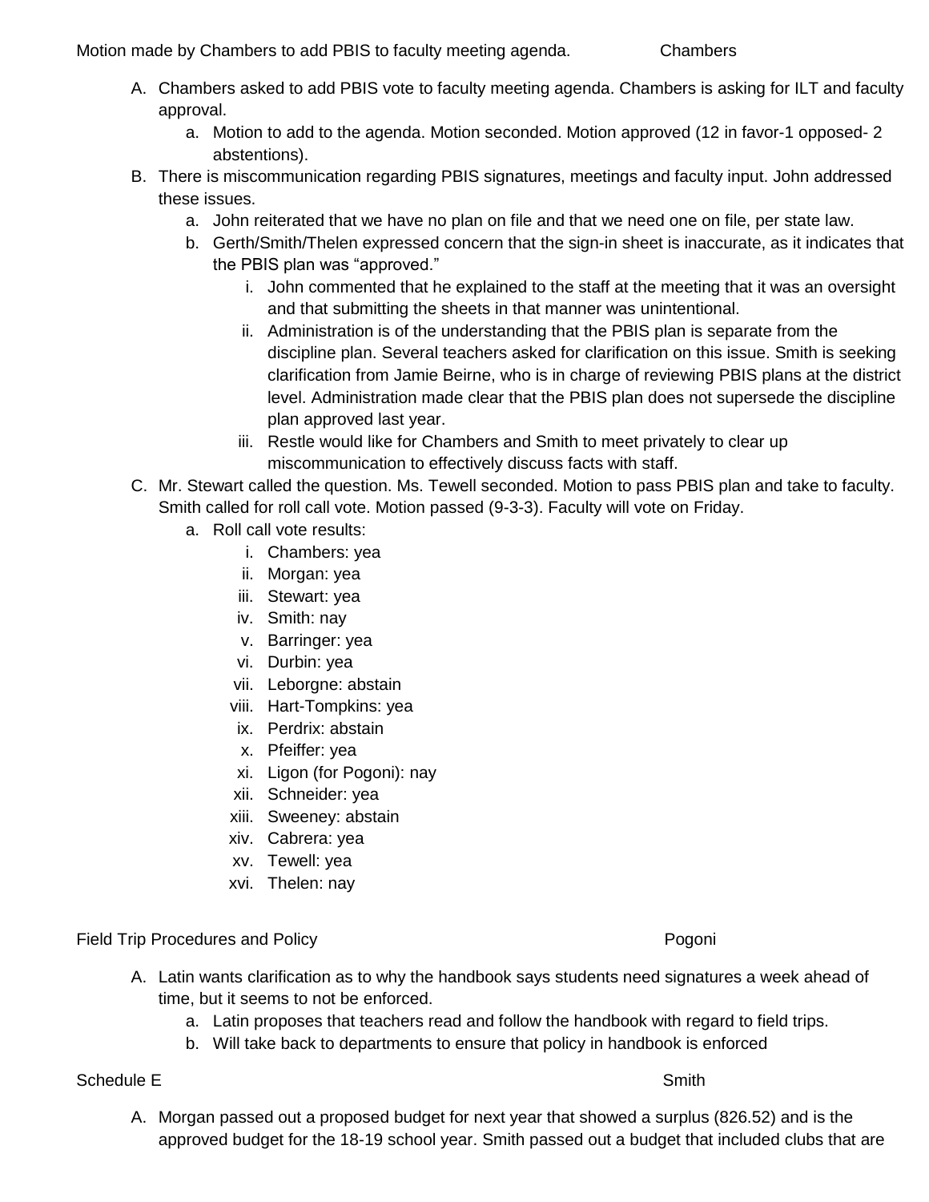Motion made by Chambers to add PBIS to faculty meeting agenda. Chambers

A. Chambers asked to add PBIS vote to faculty meeting agenda. Chambers is asking for ILT and faculty approval.
   a. Motion to add to the agenda. Motion seconded. Motion approved (12 in favor-1 opposed- 2 abstentions).
B. There is miscommunication regarding PBIS signatures, meetings and faculty input. John addressed these issues.
   a. John reiterated that we have no plan on file and that we need one on file, per state law.
   b. Gerth/Smith/Thelen expressed concern that the sign-in sheet is inaccurate, as it indicates that the PBIS plan was "approved."
      i. John commented that he explained to the staff at the meeting that it was an oversight and that submitting the sheets in that manner was unintentional.
      ii. Administration is of the understanding that the PBIS plan is separate from the discipline plan. Several teachers asked for clarification on this issue. Smith is seeking clarification from Jamie Beirne, who is in charge of reviewing PBIS plans at the district level. Administration made clear that the PBIS plan does not supersede the discipline plan approved last year.
      iii. Restle would like for Chambers and Smith to meet privately to clear up miscommunication to effectively discuss facts with staff.
C. Mr. Stewart called the question. Ms. Tewell seconded. Motion to pass PBIS plan and take to faculty. Smith called for roll call vote. Motion passed (9-3-3). Faculty will vote on Friday.
   a. Roll call vote results:
      i. Chambers: yea
      ii. Morgan: yea
      iii. Stewart: yea
      iv. Smith: nay
      v. Barringer: yea
      vi. Durbin: yea
      vii. Leborgne: abstain
      viii. Hart-Tompkins: yea
      ix. Perdrix: abstain
      x. Pfeiffer: yea
      xi. Ligon (for Pogoni): nay
      xii. Schneider: yea
      xiii. Sweeney: abstain
      xiv. Cabrera: yea
      xv. Tewell: yea
      xvi. Thelen: nay

Field Trip Procedures and Policy Pogoni

A. Latin wants clarification as to why the handbook says students need signatures a week ahead of time, but it seems to not be enforced.
   a. Latin proposes that teachers read and follow the handbook with regard to field trips.
   b. Will take back to departments to ensure that policy in handbook is enforced

Schedule E Smith

A. Morgan passed out a proposed budget for next year that showed a surplus (826.52) and is the approved budget for the 18-19 school year. Smith passed out a budget that included clubs that are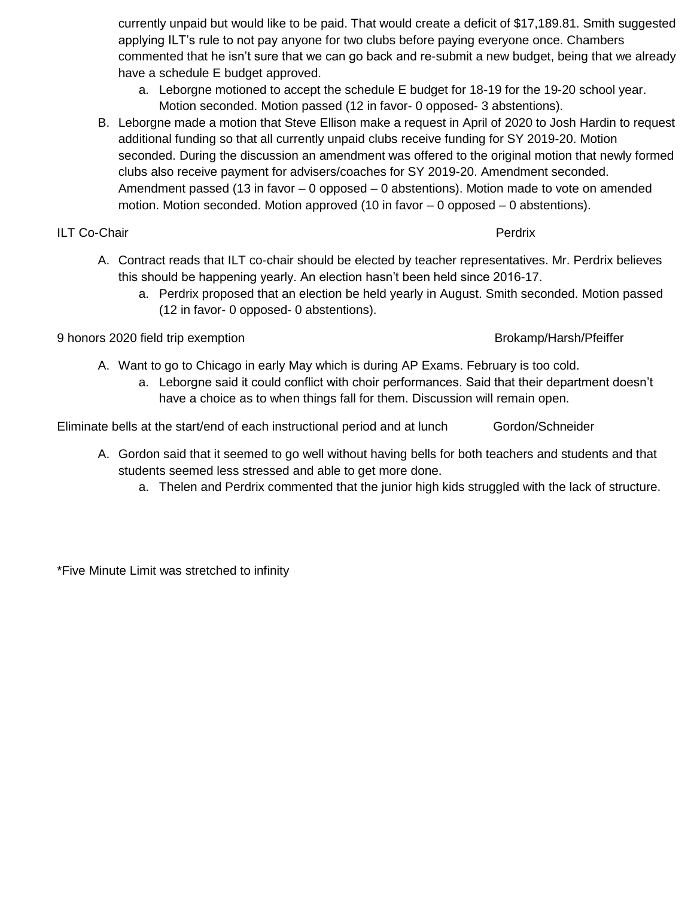currently unpaid but would like to be paid. That would create a deficit of $17,189.81. Smith suggested applying ILT's rule to not pay anyone for two clubs before paying everyone once. Chambers commented that he isn't sure that we can go back and re-submit a new budget, being that we already have a schedule E budget approved.

  a. Leborgne motioned to accept the schedule E budget for 18-19 for the 19-20 school year. Motion seconded. Motion passed (12 in favor- 0 opposed- 3 abstentions).

B. Leborgne made a motion that Steve Ellison make a request in April of 2020 to Josh Hardin to request additional funding so that all currently unpaid clubs receive funding for SY 2019-20. Motion seconded. During the discussion an amendment was offered to the original motion that newly formed clubs also receive payment for advisers/coaches for SY 2019-20. Amendment seconded. Amendment passed (13 in favor – 0 opposed – 0 abstentions). Motion made to vote on amended motion. Motion seconded. Motion approved (10 in favor – 0 opposed – 0 abstentions).

ILT Co-Chair — Perdrix

A. Contract reads that ILT co-chair should be elected by teacher representatives. Mr. Perdrix believes this should be happening yearly. An election hasn't been held since 2016-17.
   a. Perdrix proposed that an election be held yearly in August. Smith seconded. Motion passed (12 in favor- 0 opposed- 0 abstentions).

9 honors 2020 field trip exemption — Brokamp/Harsh/Pfeiffer

A. Want to go to Chicago in early May which is during AP Exams. February is too cold.
   a. Leborgne said it could conflict with choir performances. Said that their department doesn't have a choice as to when things fall for them. Discussion will remain open.

Eliminate bells at the start/end of each instructional period and at lunch — Gordon/Schneider

A. Gordon said that it seemed to go well without having bells for both teachers and students and that students seemed less stressed and able to get more done.
   a. Thelen and Perdrix commented that the junior high kids struggled with the lack of structure.

*Five Minute Limit was stretched to infinity